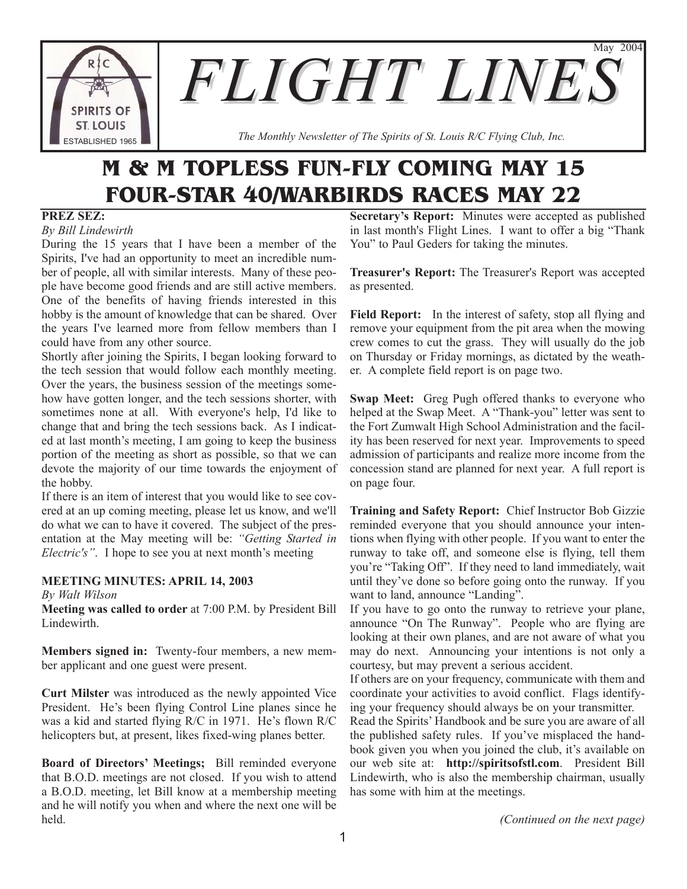May 2004

# FLIGHT LINES

*The Monthly Newsletter of The Spirits of St. Louis R/C Flying Club, Inc.*

R/C SPIRITS OF ST. LOUIS ESTABLISHED 1965

# M & M TOPLESS FUN-FLY COMING MAY 15
# FOUR-STAR 40/WARBIRDS RACES MAY 22

**PREZ SEZ:**

*By Bill Lindewirth*

During the 15 years that I have been a member of the Spirits, I've had an opportunity to meet an incredible number of people, all with similar interests. Many of these people have become good friends and are still active members. One of the benefits of having friends interested in this hobby is the amount of knowledge that can be shared. Over the years I've learned more from fellow members than I could have from any other source.

Shortly after joining the Spirits, I began looking forward to the tech session that would follow each monthly meeting. Over the years, the business session of the meetings somehow have gotten longer, and the tech sessions shorter, with sometimes none at all. With everyone's help, I'd like to change that and bring the tech sessions back. As I indicated at last month's meeting, I am going to keep the business portion of the meeting as short as possible, so that we can devote the majority of our time towards the enjoyment of the hobby.

If there is an item of interest that you would like to see covered at an up coming meeting, please let us know, and we'll do what we can to have it covered. The subject of the presentation at the May meeting will be: *"Getting Started in Electric's"*. I hope to see you at next month's meeting

**MEETING MINUTES: APRIL 14, 2003**

*By Walt Wilson*

**Meeting was called to order** at 7:00 P.M. by President Bill Lindewirth.

**Members signed in:** Twenty-four members, a new member applicant and one guest were present.

**Curt Milster** was introduced as the newly appointed Vice President. He's been flying Control Line planes since he was a kid and started flying R/C in 1971. He's flown R/C helicopters but, at present, likes fixed-wing planes better.

**Board of Directors' Meetings;** Bill reminded everyone that B.O.D. meetings are not closed. If you wish to attend a B.O.D. meeting, let Bill know at a membership meeting and he will notify you when and where the next one will be held.

**Secretary's Report:** Minutes were accepted as published in last month's Flight Lines. I want to offer a big "Thank You" to Paul Geders for taking the minutes.

**Treasurer's Report:** The Treasurer's Report was accepted as presented.

**Field Report:** In the interest of safety, stop all flying and remove your equipment from the pit area when the mowing crew comes to cut the grass. They will usually do the job on Thursday or Friday mornings, as dictated by the weather. A complete field report is on page two.

**Swap Meet:** Greg Pugh offered thanks to everyone who helped at the Swap Meet. A "Thank-you" letter was sent to the Fort Zumwalt High School Administration and the facility has been reserved for next year. Improvements to speed admission of participants and realize more income from the concession stand are planned for next year. A full report is on page four.

**Training and Safety Report:** Chief Instructor Bob Gizzie reminded everyone that you should announce your intentions when flying with other people. If you want to enter the runway to take off, and someone else is flying, tell them you're "Taking Off". If they need to land immediately, wait until they've done so before going onto the runway. If you want to land, announce "Landing".

If you have to go onto the runway to retrieve your plane, announce "On The Runway". People who are flying are looking at their own planes, and are not aware of what you may do next. Announcing your intentions is not only a courtesy, but may prevent a serious accident.

If others are on your frequency, communicate with them and coordinate your activities to avoid conflict. Flags identifying your frequency should always be on your transmitter.

Read the Spirits' Handbook and be sure you are aware of all the published safety rules. If you've misplaced the handbook given you when you joined the club, it's available on our web site at: **http://spiritsofstl.com**. President Bill Lindewirth, who is also the membership chairman, usually has some with him at the meetings.

*(Continued on the next page)*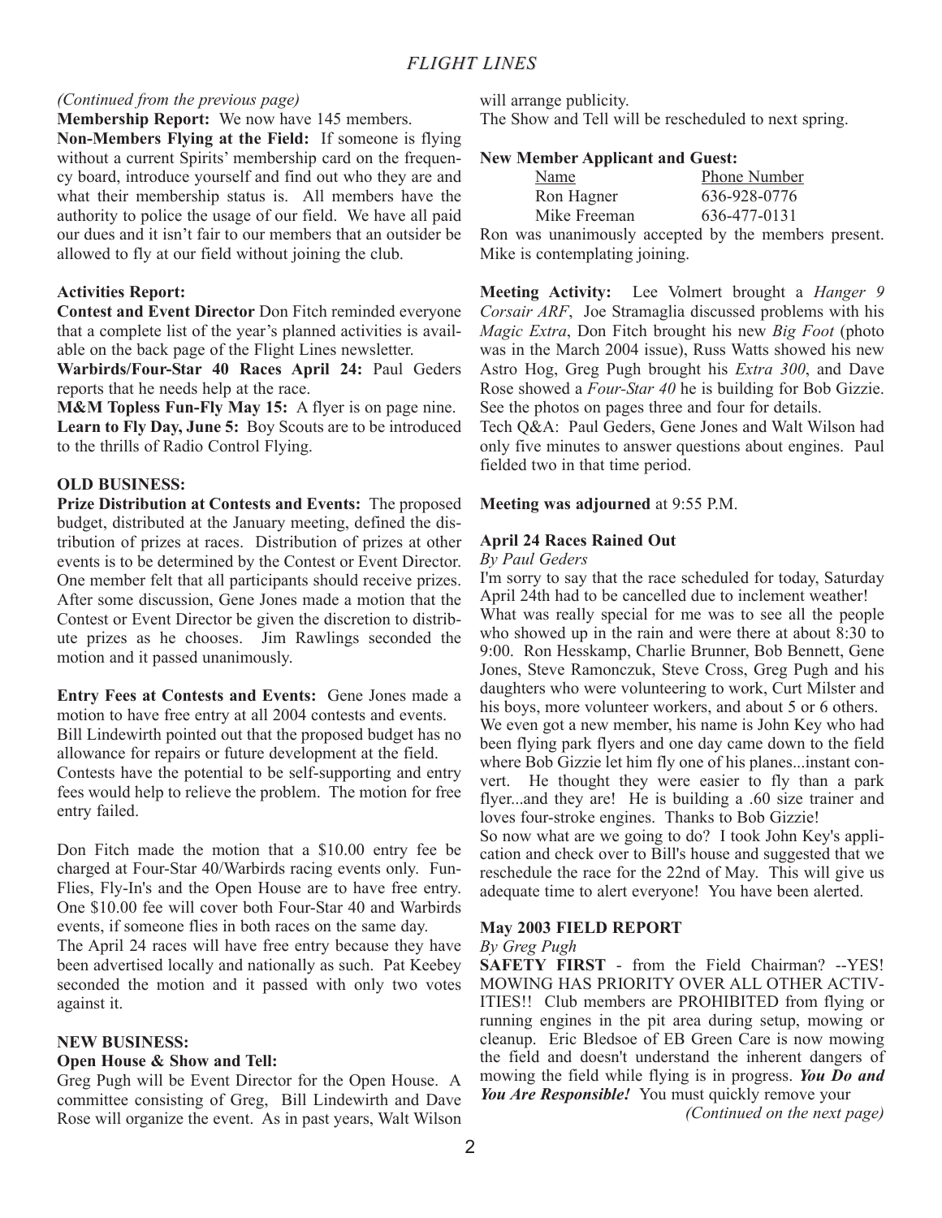*(Continued from the previous page)*

**Membership Report:** We now have 145 members.

**Non-Members Flying at the Field:** If someone is flying without a current Spirits' membership card on the frequency board, introduce yourself and find out who they are and what their membership status is. All members have the authority to police the usage of our field. We have all paid our dues and it isn't fair to our members that an outsider be allowed to fly at our field without joining the club.

**Activities Report:**

**Contest and Event Director** Don Fitch reminded everyone that a complete list of the year's planned activities is available on the back page of the Flight Lines newsletter.

**Warbirds/Four-Star 40 Races April 24:** Paul Geders reports that he needs help at the race.

**M&M Topless Fun-Fly May 15:** A flyer is on page nine.

**Learn to Fly Day, June 5:** Boy Scouts are to be introduced to the thrills of Radio Control Flying.

**OLD BUSINESS:**

**Prize Distribution at Contests and Events:** The proposed budget, distributed at the January meeting, defined the distribution of prizes at races. Distribution of prizes at other events is to be determined by the Contest or Event Director. One member felt that all participants should receive prizes. After some discussion, Gene Jones made a motion that the Contest or Event Director be given the discretion to distribute prizes as he chooses. Jim Rawlings seconded the motion and it passed unanimously.

**Entry Fees at Contests and Events:** Gene Jones made a motion to have free entry at all 2004 contests and events. Bill Lindewirth pointed out that the proposed budget has no allowance for repairs or future development at the field. Contests have the potential to be self-supporting and entry fees would help to relieve the problem. The motion for free entry failed.

Don Fitch made the motion that a $10.00 entry fee be charged at Four-Star 40/Warbirds racing events only. Fun-Flies, Fly-In's and the Open House are to have free entry. One $10.00 fee will cover both Four-Star 40 and Warbirds events, if someone flies in both races on the same day.

The April 24 races will have free entry because they have been advertised locally and nationally as such. Pat Keebey seconded the motion and it passed with only two votes against it.

**NEW BUSINESS:**

**Open House & Show and Tell:**

Greg Pugh will be Event Director for the Open House. A committee consisting of Greg, Bill Lindewirth and Dave Rose will organize the event. As in past years, Walt Wilson will arrange publicity.

The Show and Tell will be rescheduled to next spring.

**New Member Applicant and Guest:**

| Name | Phone Number |
|---|---|
| Ron Hagner | 636-928-0776 |
| Mike Freeman | 636-477-0131 |

Ron was unanimously accepted by the members present. Mike is contemplating joining.

**Meeting Activity:** Lee Volmert brought a *Hanger 9 Corsair ARF*, Joe Stramaglia discussed problems with his *Magic Extra*, Don Fitch brought his new *Big Foot* (photo was in the March 2004 issue), Russ Watts showed his new Astro Hog, Greg Pugh brought his *Extra 300*, and Dave Rose showed a *Four-Star 40* he is building for Bob Gizzie. See the photos on pages three and four for details.

Tech Q&A: Paul Geders, Gene Jones and Walt Wilson had only five minutes to answer questions about engines. Paul fielded two in that time period.

**Meeting was adjourned** at 9:55 P.M.

### April 24 Races Rained Out

*By Paul Geders*

I'm sorry to say that the race scheduled for today, Saturday April 24th had to be cancelled due to inclement weather!

What was really special for me was to see all the people who showed up in the rain and were there at about 8:30 to 9:00. Ron Hesskamp, Charlie Brunner, Bob Bennett, Gene Jones, Steve Ramonczuk, Steve Cross, Greg Pugh and his daughters who were volunteering to work, Curt Milster and his boys, more volunteer workers, and about 5 or 6 others.

We even got a new member, his name is John Key who had been flying park flyers and one day came down to the field where Bob Gizzie let him fly one of his planes...instant convert. He thought they were easier to fly than a park flyer...and they are! He is building a .60 size trainer and loves four-stroke engines. Thanks to Bob Gizzie!

So now what are we going to do? I took John Key's application and check over to Bill's house and suggested that we reschedule the race for the 22nd of May. This will give us adequate time to alert everyone! You have been alerted.

### May 2003 FIELD REPORT

*By Greg Pugh*

**SAFETY FIRST** - from the Field Chairman? --YES! MOWING HAS PRIORITY OVER ALL OTHER ACTIVITIES!! Club members are PROHIBITED from flying or running engines in the pit area during setup, mowing or cleanup. Eric Bledsoe of EB Green Care is now mowing the field and doesn't understand the inherent dangers of mowing the field while flying is in progress. ***You Do and You Are Responsible!*** You must quickly remove your

*(Continued on the next page)*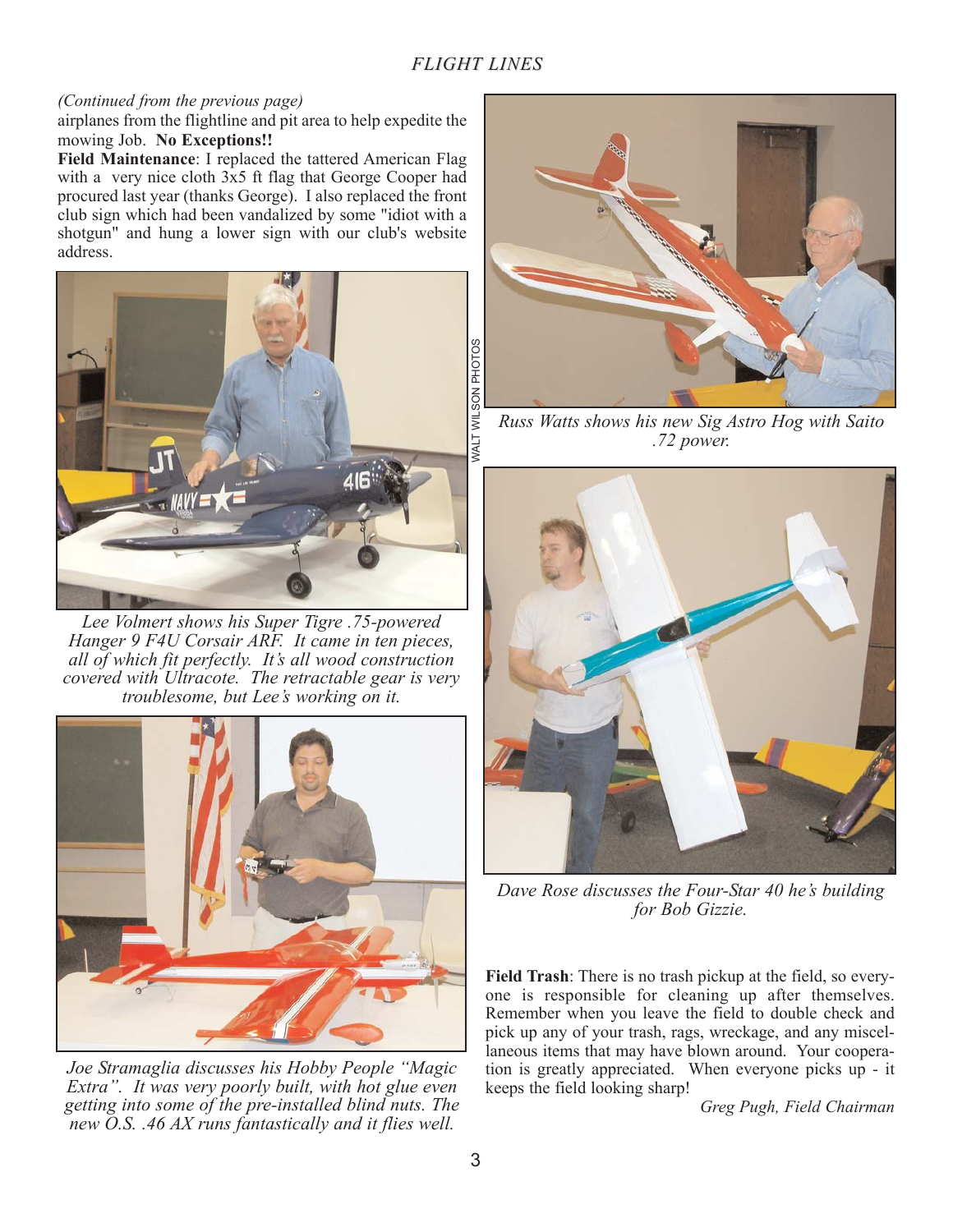*(Continued from the previous page)*
airplanes from the flightline and pit area to help expedite the mowing Job. **No Exceptions!!**

**Field Maintenance**: I replaced the tattered American Flag with a very nice cloth 3x5 ft flag that George Cooper had procured last year (thanks George). I also replaced the front club sign which had been vandalized by some "idiot with a shotgun" and hung a lower sign with our club's website address.

*Lee Volmert shows his Super Tigre .75-powered Hanger 9 F4U Corsair ARF. It came in ten pieces, all of which fit perfectly. It's all wood construction covered with Ultracote. The retractable gear is very troublesome, but Lee's working on it.*

*Joe Stramaglia discusses his Hobby People "Magic Extra". It was very poorly built, with hot glue even getting into some of the pre-installed blind nuts. The new O.S. .46 AX runs fantastically and it flies well.*

WALT WILSON PHOTOS

*Russ Watts shows his new Sig Astro Hog with Saito .72 power.*

*Dave Rose discusses the Four-Star 40 he's building for Bob Gizzie.*

**Field Trash**: There is no trash pickup at the field, so everyone is responsible for cleaning up after themselves. Remember when you leave the field to double check and pick up any of your trash, rags, wreckage, and any miscellaneous items that may have blown around. Your cooperation is greatly appreciated. When everyone picks up - it keeps the field looking sharp!

*Greg Pugh, Field Chairman*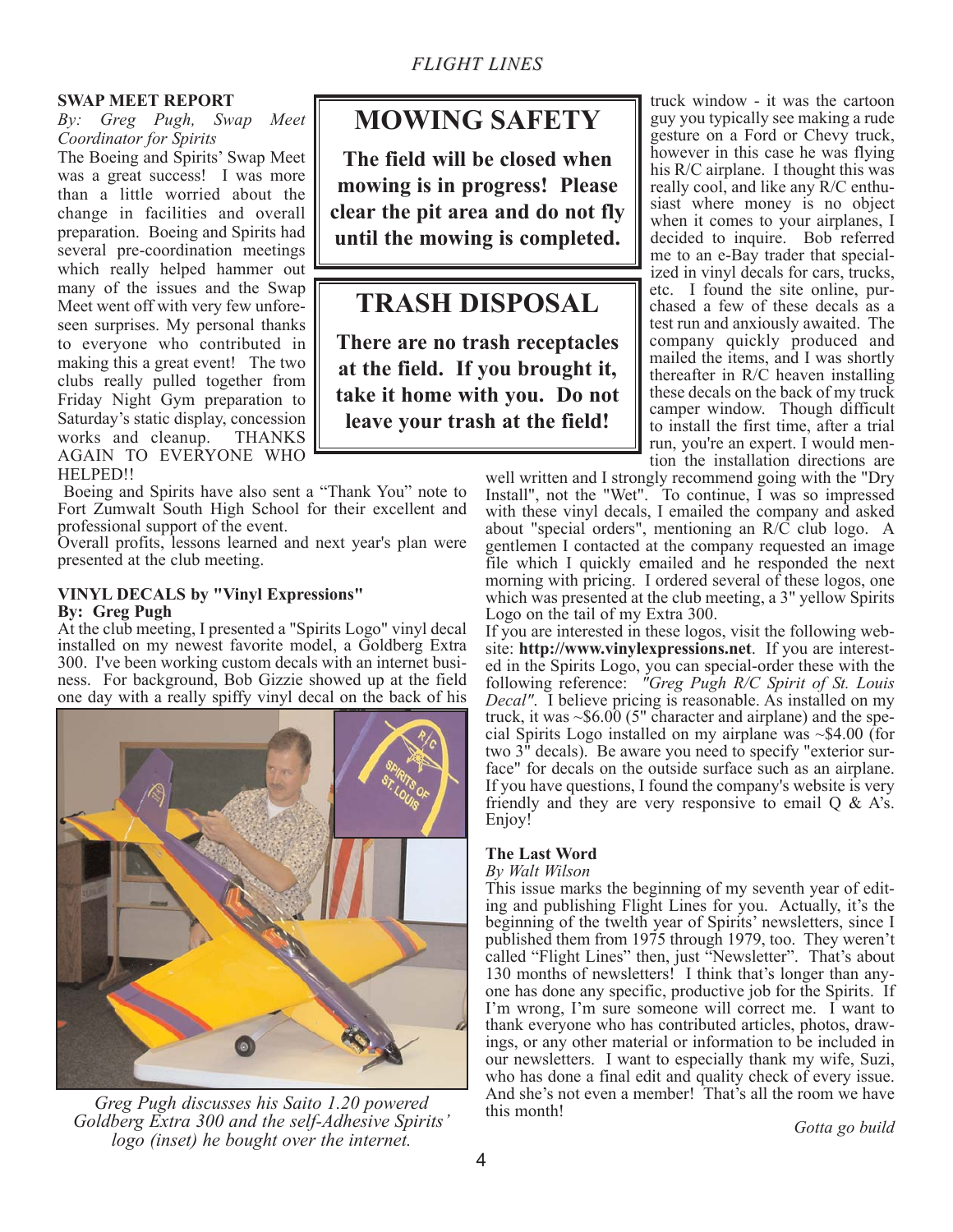## SWAP MEET REPORT

*By: Greg Pugh, Swap Meet Coordinator for Spirits*

The Boeing and Spirits' Swap Meet was a great success! I was more than a little worried about the change in facilities and overall preparation. Boeing and Spirits had several pre-coordination meetings which really helped hammer out many of the issues and the Swap Meet went off with very few unforeseen surprises. My personal thanks to everyone who contributed in making this a great event! The two clubs really pulled together from Friday Night Gym preparation to Saturday's static display, concession works and cleanup. THANKS AGAIN TO EVERYONE WHO HELPED!!

Boeing and Spirits have also sent a "Thank You" note to Fort Zumwalt South High School for their excellent and professional support of the event.

Overall profits, lessons learned and next year's plan were presented at the club meeting.

# MOWING SAFETY

**The field will be closed when mowing is in progress! Please clear the pit area and do not fly until the mowing is completed.**

# TRASH DISPOSAL

**There are no trash receptacles at the field. If you brought it, take it home with you. Do not leave your trash at the field!**

## VINYL DECALS by "Vinyl Expressions"

**By: Greg Pugh**

At the club meeting, I presented a "Spirits Logo" vinyl decal installed on my newest favorite model, a Goldberg Extra 300. I've been working custom decals with an internet business. For background, Bob Gizzie showed up at the field one day with a really spiffy vinyl decal on the back of his truck window - it was the cartoon guy you typically see making a rude gesture on a Ford or Chevy truck, however in this case he was flying his R/C airplane. I thought this was really cool, and like any R/C enthusiast where money is no object when it comes to your airplanes, I decided to inquire. Bob referred me to an e-Bay trader that specialized in vinyl decals for cars, trucks, etc. I found the site online, purchased a few of these decals as a test run and anxiously awaited. The company quickly produced and mailed the items, and I was shortly thereafter in R/C heaven installing these decals on the back of my truck camper window. Though difficult to install the first time, after a trial run, you're an expert. I would mention the installation directions are well written and I strongly recommend going with the "Dry Install", not the "Wet". To continue, I was so impressed with these vinyl decals, I emailed the company and asked about "special orders", mentioning an R/C club logo. A gentlemen I contacted at the company requested an image file which I quickly emailed and he responded the next morning with pricing. I ordered several of these logos, one which was presented at the club meeting, a 3" yellow Spirits Logo on the tail of my Extra 300.

*Greg Pugh discusses his Saito 1.20 powered Goldberg Extra 300 and the self-Adhesive Spirits' logo (inset) he bought over the internet.*

If you are interested in these logos, visit the following website: **http://www.vinylexpressions.net**. If you are interested in the Spirits Logo, you can special-order these with the following reference: *"Greg Pugh R/C Spirit of St. Louis Decal"*. I believe pricing is reasonable. As installed on my truck, it was ~$6.00 (5" character and airplane) and the special Spirits Logo installed on my airplane was ~$4.00 (for two 3" decals). Be aware you need to specify "exterior surface" for decals on the outside surface such as an airplane. If you have questions, I found the company's website is very friendly and they are very responsive to email Q & A's. Enjoy!

## The Last Word

*By Walt Wilson*

This issue marks the beginning of my seventh year of editing and publishing Flight Lines for you. Actually, it's the beginning of the twelth year of Spirits' newsletters, since I published them from 1975 through 1979, too. They weren't called "Flight Lines" then, just "Newsletter". That's about 130 months of newsletters! I think that's longer than anyone has done any specific, productive job for the Spirits. If I'm wrong, I'm sure someone will correct me. I want to thank everyone who has contributed articles, photos, drawings, or any other material or information to be included in our newsletters. I want to especially thank my wife, Suzi, who has done a final edit and quality check of every issue. And she's not even a member! That's all the room we have this month!

*Gotta go build*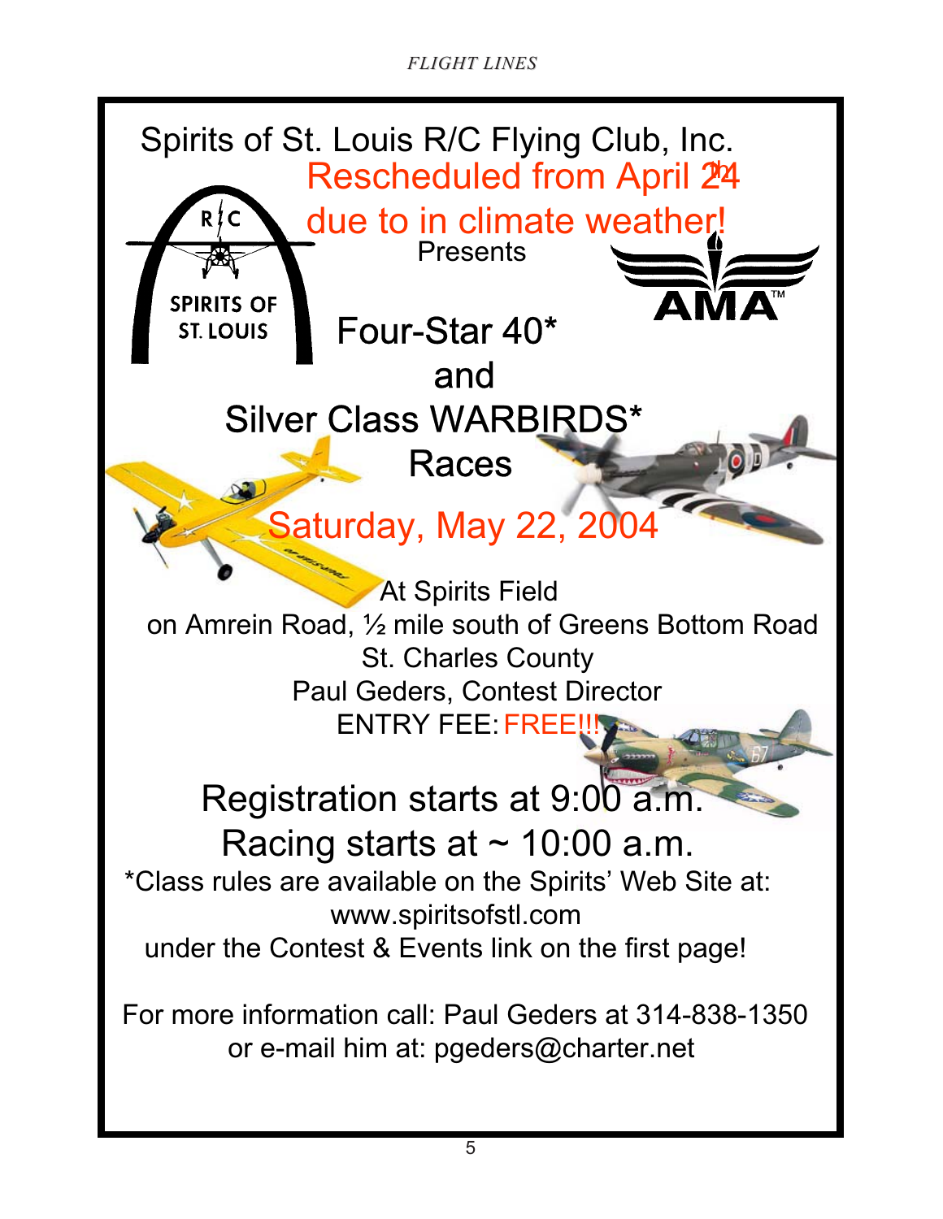# Spirits of St. Louis R/C Flying Club, Inc.

Rescheduled from April 24th due to in climate weather!

Presents

## Four-Star 40* and Silver Class WARBIRDS* Races

**Saturday, May 22, 2004**

At Spirits Field
on Amrein Road, ½ mile south of Greens Bottom Road
St. Charles County
Paul Geders, Contest Director
ENTRY FEE: FREE!!!

**Registration starts at 9:00 a.m.**
**Racing starts at ~ 10:00 a.m.**

*Class rules are available on the Spirits' Web Site at:
www.spiritsofstl.com
under the Contest & Events link on the first page!

For more information call: Paul Geders at 314-838-1350
or e-mail him at: pgeders@charter.net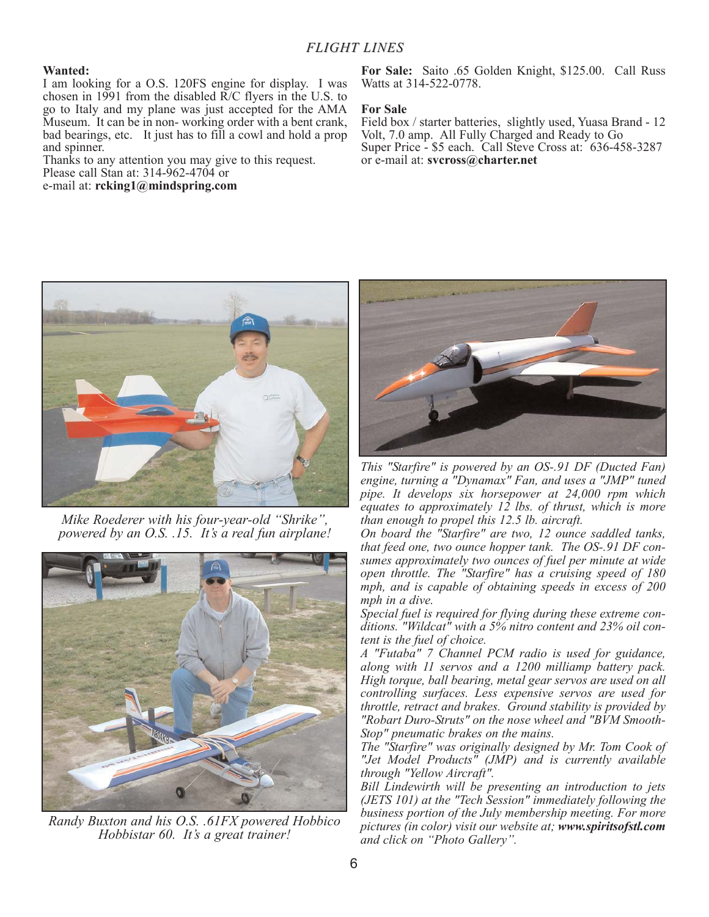**Wanted:**
I am looking for a O.S. 120FS engine for display. I was chosen in 1991 from the disabled R/C flyers in the U.S. to go to Italy and my plane was just accepted for the AMA Museum. It can be in non- working order with a bent crank, bad bearings, etc. It just has to fill a cowl and hold a prop and spinner.
Thanks to any attention you may give to this request.
Please call Stan at: 314-962-4704 or
e-mail at: **rcking1@mindspring.com**

**For Sale:** Saito .65 Golden Knight, $125.00. Call Russ Watts at 314-522-0778.

**For Sale**
Field box / starter batteries, slightly used, Yuasa Brand - 12 Volt, 7.0 amp. All Fully Charged and Ready to Go
Super Price - $5 each. Call Steve Cross at: 636-458-3287 or e-mail at: **svcross@charter.net**

*Mike Roederer with his four-year-old "Shrike", powered by an O.S. .15. It's a real fun airplane!*

*Randy Buxton and his O.S. .61FX powered Hobbico Hobbistar 60. It's a great trainer!*

*This "Starfire" is powered by an OS-.91 DF (Ducted Fan) engine, turning a "Dynamax" Fan, and uses a "JMP" tuned pipe. It develops six horsepower at 24,000 rpm which equates to approximately 12 lbs. of thrust, which is more than enough to propel this 12.5 lb. aircraft.*

*On board the "Starfire" are two, 12 ounce saddled tanks, that feed one, two ounce hopper tank. The OS-.91 DF consumes approximately two ounces of fuel per minute at wide open throttle. The "Starfire" has a cruising speed of 180 mph, and is capable of obtaining speeds in excess of 200 mph in a dive.*

*Special fuel is required for flying during these extreme conditions. "Wildcat" with a 5% nitro content and 23% oil content is the fuel of choice.*

*A "Futaba" 7 Channel PCM radio is used for guidance, along with 11 servos and a 1200 milliamp battery pack. High torque, ball bearing, metal gear servos are used on all controlling surfaces. Less expensive servos are used for throttle, retract and brakes. Ground stability is provided by "Robart Duro-Struts" on the nose wheel and "BVM Smooth-Stop" pneumatic brakes on the mains.*

*The "Starfire" was originally designed by Mr. Tom Cook of "Jet Model Products" (JMP) and is currently available through "Yellow Aircraft".*

*Bill Lindewirth will be presenting an introduction to jets (JETS 101) at the "Tech Session" immediately following the business portion of the July membership meeting. For more pictures (in color) visit our website at;* ***www.spiritsofstl.com*** *and click on "Photo Gallery".*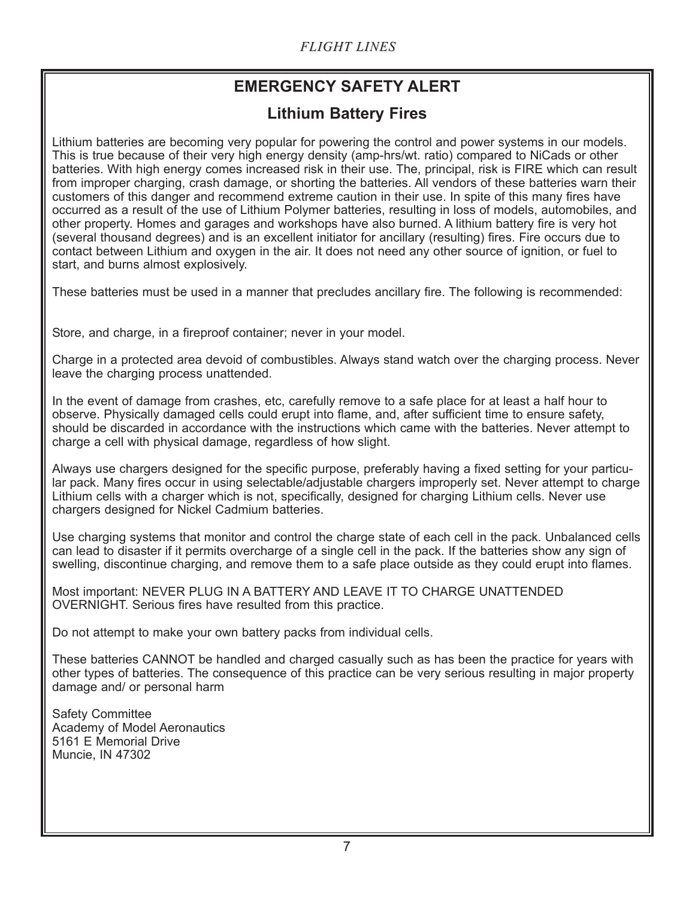# EMERGENCY SAFETY ALERT

## Lithium Battery Fires

Lithium batteries are becoming very popular for powering the control and power systems in our models. This is true because of their very high energy density (amp-hrs/wt. ratio) compared to NiCads or other batteries. With high energy comes increased risk in their use. The, principal, risk is FIRE which can result from improper charging, crash damage, or shorting the batteries. All vendors of these batteries warn their customers of this danger and recommend extreme caution in their use. In spite of this many fires have occurred as a result of the use of Lithium Polymer batteries, resulting in loss of models, automobiles, and other property. Homes and garages and workshops have also burned. A lithium battery fire is very hot (several thousand degrees) and is an excellent initiator for ancillary (resulting) fires. Fire occurs due to contact between Lithium and oxygen in the air. It does not need any other source of ignition, or fuel to start, and burns almost explosively.

These batteries must be used in a manner that precludes ancillary fire. The following is recommended:

Store, and charge, in a fireproof container; never in your model.

Charge in a protected area devoid of combustibles. Always stand watch over the charging process. Never leave the charging process unattended.

In the event of damage from crashes, etc, carefully remove to a safe place for at least a half hour to observe. Physically damaged cells could erupt into flame, and, after sufficient time to ensure safety, should be discarded in accordance with the instructions which came with the batteries. Never attempt to charge a cell with physical damage, regardless of how slight.

Always use chargers designed for the specific purpose, preferably having a fixed setting for your particular pack. Many fires occur in using selectable/adjustable chargers improperly set. Never attempt to charge Lithium cells with a charger which is not, specifically, designed for charging Lithium cells. Never use chargers designed for Nickel Cadmium batteries.

Use charging systems that monitor and control the charge state of each cell in the pack. Unbalanced cells can lead to disaster if it permits overcharge of a single cell in the pack. If the batteries show any sign of swelling, discontinue charging, and remove them to a safe place outside as they could erupt into flames.

Most important: NEVER PLUG IN A BATTERY AND LEAVE IT TO CHARGE UNATTENDED OVERNIGHT. Serious fires have resulted from this practice.

Do not attempt to make your own battery packs from individual cells.

These batteries CANNOT be handled and charged casually such as has been the practice for years with other types of batteries. The consequence of this practice can be very serious resulting in major property damage and/ or personal harm

Safety Committee
Academy of Model Aeronautics
5161 E Memorial Drive
Muncie, IN 47302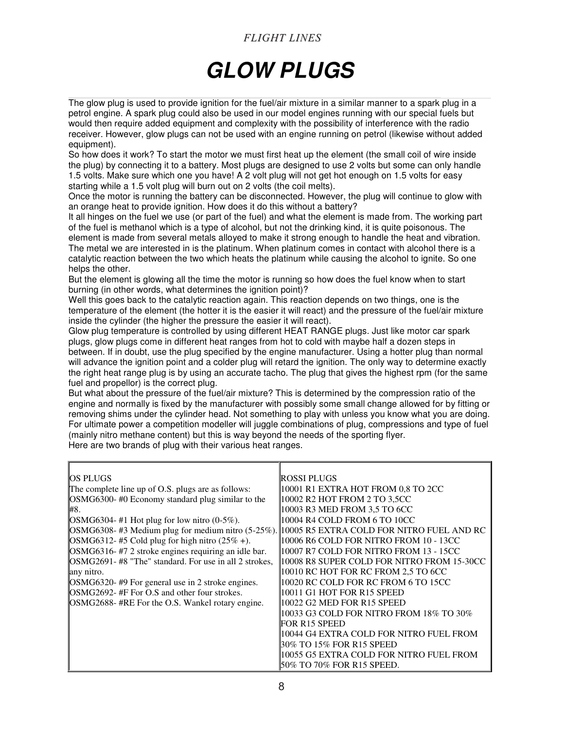# GLOW PLUGS

The glow plug is used to provide ignition for the fuel/air mixture in a similar manner to a spark plug in a petrol engine. A spark plug could also be used in our model engines running with our special fuels but would then require added equipment and complexity with the possibility of interference with the radio receiver. However, glow plugs can not be used with an engine running on petrol (likewise without added equipment).

So how does it work? To start the motor we must first heat up the element (the small coil of wire inside the plug) by connecting it to a battery. Most plugs are designed to use 2 volts but some can only handle 1.5 volts. Make sure which one you have! A 2 volt plug will not get hot enough on 1.5 volts for easy starting while a 1.5 volt plug will burn out on 2 volts (the coil melts).

Once the motor is running the battery can be disconnected. However, the plug will continue to glow with an orange heat to provide ignition. How does it do this without a battery?

It all hinges on the fuel we use (or part of the fuel) and what the element is made from. The working part of the fuel is methanol which is a type of alcohol, but not the drinking kind, it is quite poisonous. The element is made from several metals alloyed to make it strong enough to handle the heat and vibration. The metal we are interested in is the platinum. When platinum comes in contact with alcohol there is a catalytic reaction between the two which heats the platinum while causing the alcohol to ignite. So one helps the other.

But the element is glowing all the time the motor is running so how does the fuel know when to start burning (in other words, what determines the ignition point)?

Well this goes back to the catalytic reaction again. This reaction depends on two things, one is the temperature of the element (the hotter it is the easier it will react) and the pressure of the fuel/air mixture inside the cylinder (the higher the pressure the easier it will react).

Glow plug temperature is controlled by using different HEAT RANGE plugs. Just like motor car spark plugs, glow plugs come in different heat ranges from hot to cold with maybe half a dozen steps in between. If in doubt, use the plug specified by the engine manufacturer. Using a hotter plug than normal will advance the ignition point and a colder plug will retard the ignition. The only way to determine exactly the right heat range plug is by using an accurate tacho. The plug that gives the highest rpm (for the same fuel and propellor) is the correct plug.

But what about the pressure of the fuel/air mixture? This is determined by the compression ratio of the engine and normally is fixed by the manufacturer with possibly some small change allowed for by fitting or removing shims under the cylinder head. Not something to play with unless you know what you are doing. For ultimate power a competition modeller will juggle combinations of plug, compressions and type of fuel (mainly nitro methane content) but this is way beyond the needs of the sporting flyer.

Here are two brands of plug with their various heat ranges.

| OS PLUGS | ROSSI PLUGS |
|---|---|
| The complete line up of O.S. plugs are as follows: | 10001 R1 EXTRA HOT FROM 0,8 TO 2CC |
| OSMG6300- #0 Economy standard plug similar to the #8. | 10002 R2 HOT FROM 2 TO 3,5CC |
| OSMG6304- #1 Hot plug for low nitro (0-5%). | 10003 R3 MED FROM 3,5 TO 6CC |
| OSMG6308- #3 Medium plug for medium nitro (5-25%). | 10004 R4 COLD FROM 6 TO 10CC |
| OSMG6312- #5 Cold plug for high nitro (25% +). | 10005 R5 EXTRA COLD FOR NITRO FUEL AND RC |
| OSMG6316- #7 2 stroke engines requiring an idle bar. | 10006 R6 COLD FOR NITRO FROM 10 - 13CC |
| OSMG2691- #8 "The" standard. For use in all 2 strokes, any nitro. | 10007 R7 COLD FOR NITRO FROM 13 - 15CC |
| OSMG6320- #9 For general use in 2 stroke engines. | 10008 R8 SUPER COLD FOR NITRO FROM 15-30CC |
| OSMG2692- #F For O.S and other four strokes. | 10010 RC HOT FOR RC FROM 2,5 TO 6CC |
| OSMG2688- #RE For the O.S. Wankel rotary engine. | 10020 RC COLD FOR RC FROM 6 TO 15CC |
| | 10011 G1 HOT FOR R15 SPEED |
| | 10022 G2 MED FOR R15 SPEED |
| | 10033 G3 COLD FOR NITRO FROM 18% TO 30% FOR R15 SPEED |
| | 10044 G4 EXTRA COLD FOR NITRO FUEL FROM 30% TO 15% FOR R15 SPEED |
| | 10055 G5 EXTRA COLD FOR NITRO FUEL FROM 50% TO 70% FOR R15 SPEED. |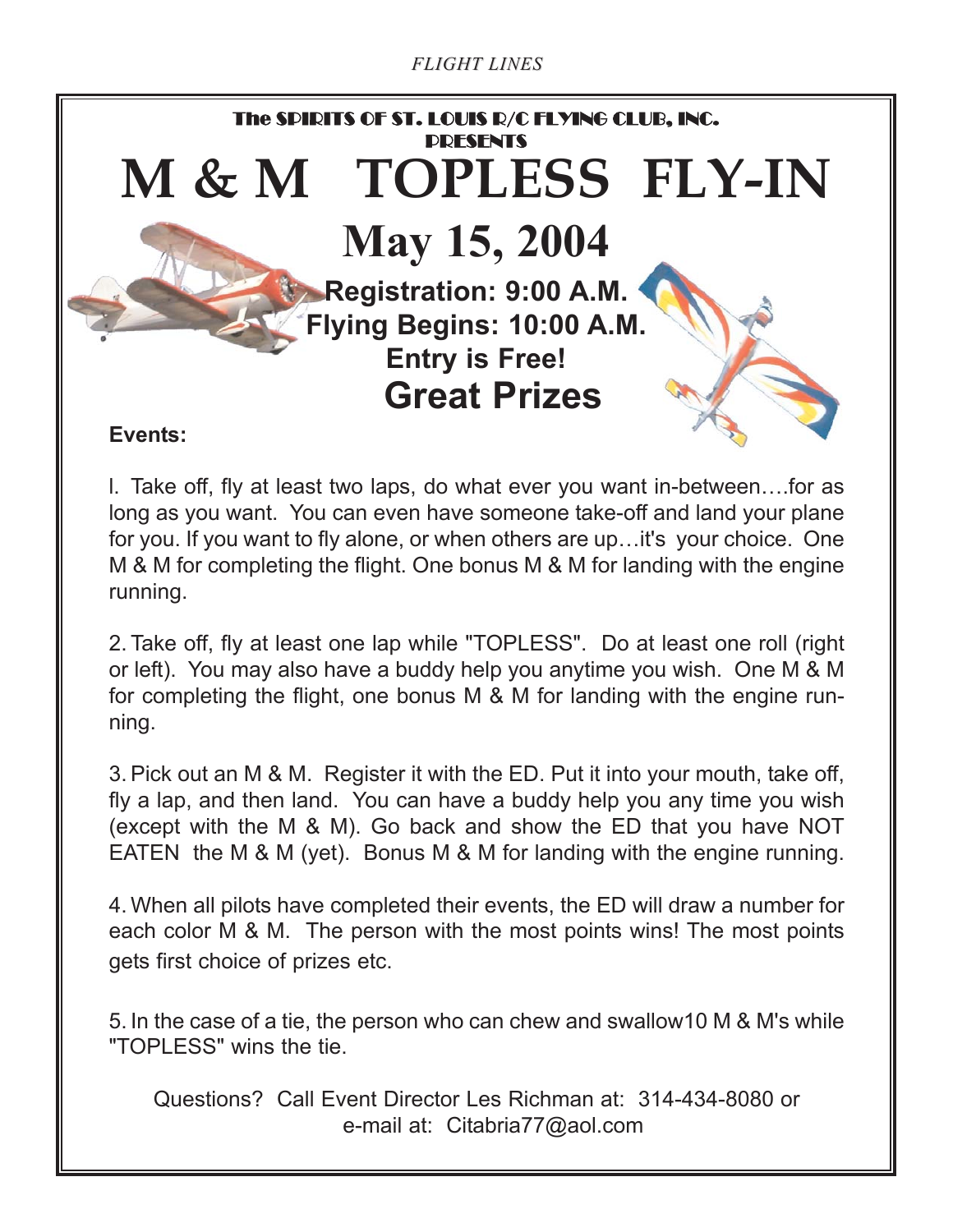The SPIRITS OF ST. LOUIS R/C FLYING CLUB, INC.
PRESENTS

# M & M TOPLESS FLY-IN

## May 15, 2004

**Registration: 9:00 A.M.**
**Flying Begins: 10:00 A.M.**
**Entry is Free!**

## Great Prizes

**Events:**

l. Take off, fly at least two laps, do what ever you want in-between….for as long as you want. You can even have someone take-off and land your plane for you. If you want to fly alone, or when others are up…it's your choice. One M & M for completing the flight. One bonus M & M for landing with the engine running.

2. Take off, fly at least one lap while "TOPLESS". Do at least one roll (right or left). You may also have a buddy help you anytime you wish. One M & M for completing the flight, one bonus M & M for landing with the engine running.

3. Pick out an M & M. Register it with the ED. Put it into your mouth, take off, fly a lap, and then land. You can have a buddy help you any time you wish (except with the M & M). Go back and show the ED that you have NOT EATEN the M & M (yet). Bonus M & M for landing with the engine running.

4. When all pilots have completed their events, the ED will draw a number for each color M & M. The person with the most points wins! The most points gets first choice of prizes etc.

5. In the case of a tie, the person who can chew and swallow10 M & M's while "TOPLESS" wins the tie.

Questions? Call Event Director Les Richman at: 314-434-8080 or e-mail at: Citabria77@aol.com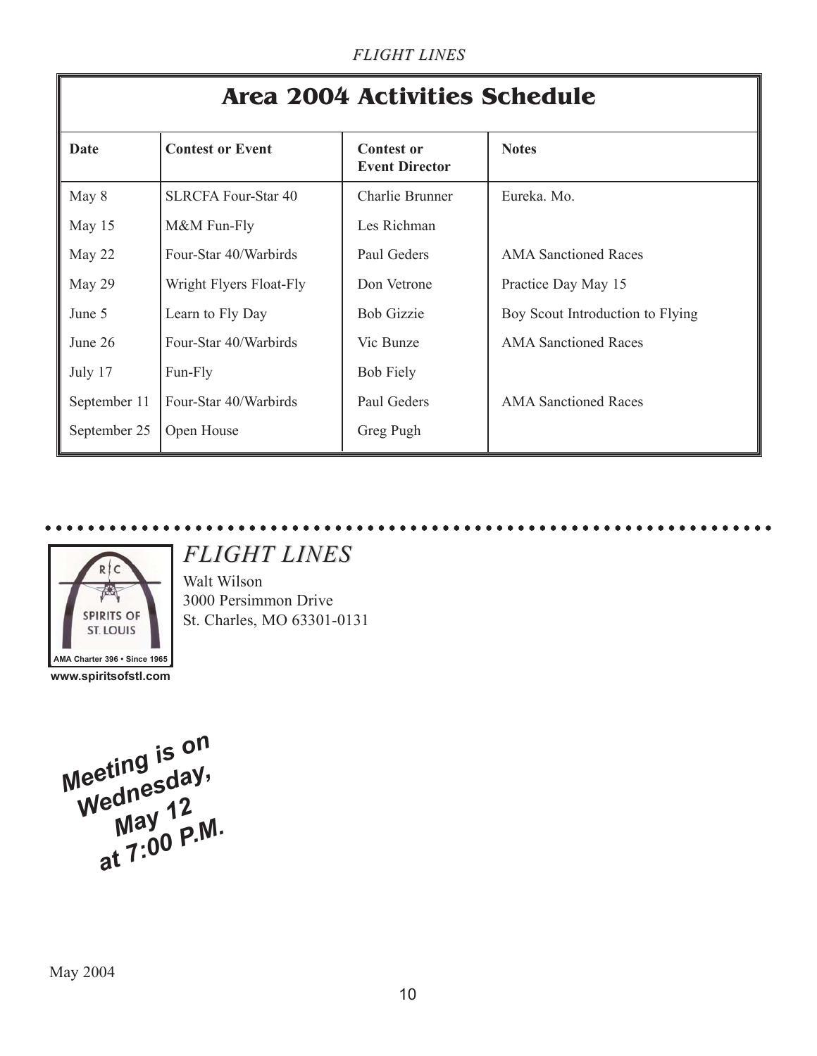## Area 2004 Activities Schedule

| Date | Contest or Event | Contest or Event Director | Notes |
|---|---|---|---|
| May 8 | SLRCFA Four-Star 40 | Charlie Brunner | Eureka. Mo. |
| May 15 | M&M Fun-Fly | Les Richman | |
| May 22 | Four-Star 40/Warbirds | Paul Geders | AMA Sanctioned Races |
| May 29 | Wright Flyers Float-Fly | Don Vetrone | Practice Day May 15 |
| June 5 | Learn to Fly Day | Bob Gizzie | Boy Scout Introduction to Flying |
| June 26 | Four-Star 40/Warbirds | Vic Bunze | AMA Sanctioned Races |
| July 17 | Fun-Fly | Bob Fiely | |
| September 11 | Four-Star 40/Warbirds | Paul Geders | AMA Sanctioned Races |
| September 25 | Open House | Greg Pugh | |

R/C SPIRITS OF ST. LOUIS

AMA Charter 396 • Since 1965

www.spiritsofstl.com

*FLIGHT LINES*

Walt Wilson
3000 Persimmon Drive
St. Charles, MO 63301-0131

***Meeting is on Wednesday, May 12 at 7:00 P.M.***

May 2004